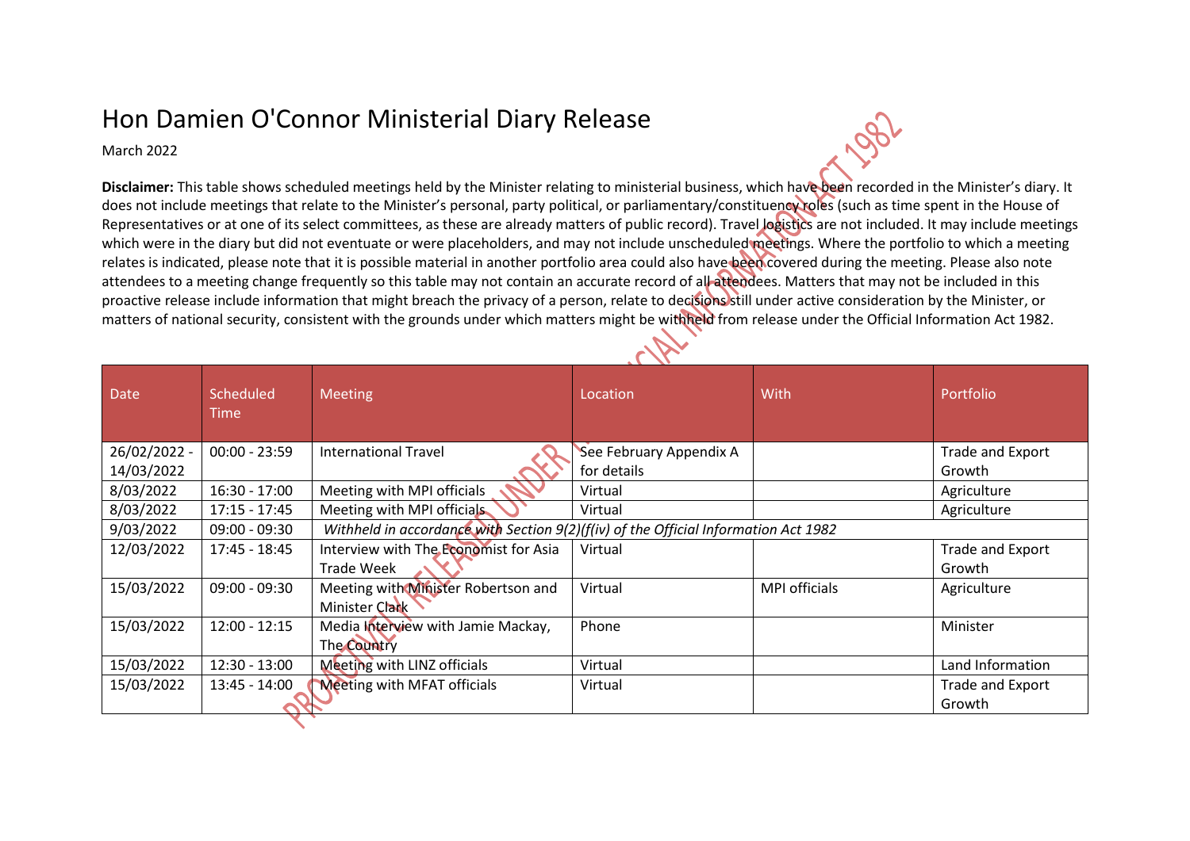# Hon Damien O'Connor Ministerial Diary Release

March 2022

**Disclaimer:** This table shows scheduled meetings held by the Minister relating to ministerial business, which have been recorded in the Minister's diary. It does not include meetings that relate to the Minister's personal, party political, or parliamentary/constituency roles (such as time spent in the House of Representatives or at one of its select committees, as these are already matters of public record). Travel logistics are not included. It may include meetings which were in the diary but did not eventuate or were placeholders, and may not include unscheduled meetings. Where the portfolio to which a meeting relates is indicated, please note that it is possible material in another portfolio area could also have been covered during the meeting. Please also note attendees to a meeting change frequently so this table may not contain an accurate record of all attendees. Matters that may not be included in this proactive release include information that might breach the privacy of a person, relate to decisions still under active consideration by the Minister, or matters of national security, consistent with the grounds under which matters might be withheld from release under the Official Information Act 1982.

| Date | Scheduled Time | Meeting | Location | With | Portfolio |
|---|---|---|---|---|---|
| 26/02/2022 - 14/03/2022 | 00:00 - 23:59 | International Travel | See February Appendix A for details | | Trade and Export Growth |
| 8/03/2022 | 16:30 - 17:00 | Meeting with MPI officials | Virtual | | Agriculture |
| 8/03/2022 | 17:15 - 17:45 | Meeting with MPI officials | Virtual | | Agriculture |
| 9/03/2022 | 09:00 - 09:30 | *Withheld in accordance with Section 9(2)(f(iv) of the Official Information Act 1982* | | | |
| 12/03/2022 | 17:45 - 18:45 | Interview with The Economist for Asia Trade Week | Virtual | | Trade and Export Growth |
| 15/03/2022 | 09:00 - 09:30 | Meeting with Minister Robertson and Minister Clark | Virtual | MPI officials | Agriculture |
| 15/03/2022 | 12:00 - 12:15 | Media Interview with Jamie Mackay, The Country | Phone | | Minister |
| 15/03/2022 | 12:30 - 13:00 | Meeting with LINZ officials | Virtual | | Land Information |
| 15/03/2022 | 13:45 - 14:00 | Meeting with MFAT officials | Virtual | | Trade and Export Growth |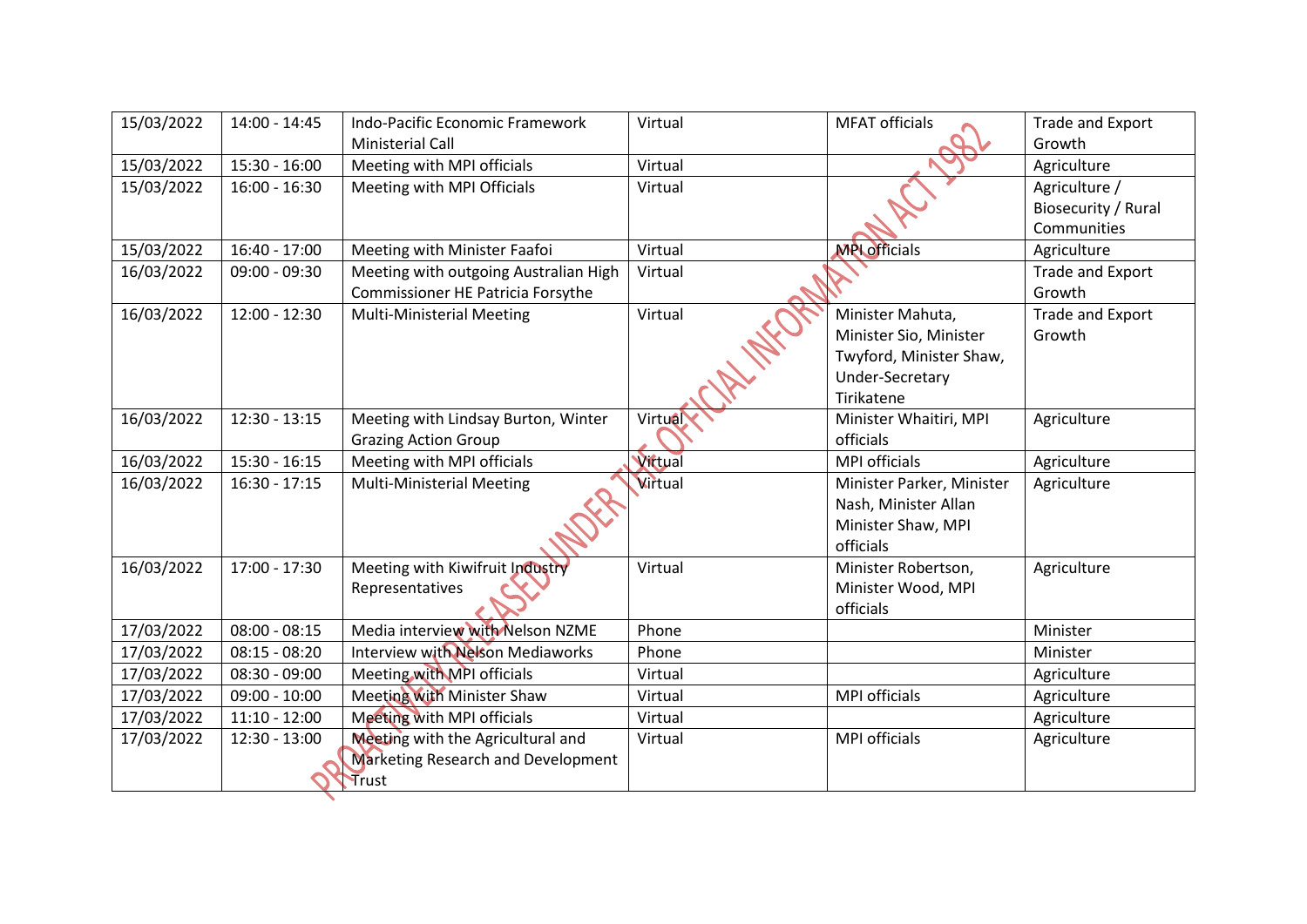| 15/03/2022 | 14:00 - 14:45 | Indo-Pacific Economic Framework Ministerial Call | Virtual | MFAT officials | Trade and Export Growth |
|---|---|---|---|---|---|
| 15/03/2022 | 15:30 - 16:00 | Meeting with MPI officials | Virtual | | Agriculture |
| 15/03/2022 | 16:00 - 16:30 | Meeting with MPI Officials | Virtual | | Agriculture / Biosecurity / Rural Communities |
| 15/03/2022 | 16:40 - 17:00 | Meeting with Minister Faafoi | Virtual | MPI officials | Agriculture |
| 16/03/2022 | 09:00 - 09:30 | Meeting with outgoing Australian High Commissioner HE Patricia Forsythe | Virtual | | Trade and Export Growth |
| 16/03/2022 | 12:00 - 12:30 | Multi-Ministerial Meeting | Virtual | Minister Mahuta, Minister Sio, Minister Twyford, Minister Shaw, Under-Secretary Tirikatene | Trade and Export Growth |
| 16/03/2022 | 12:30 - 13:15 | Meeting with Lindsay Burton, Winter Grazing Action Group | Virtual | Minister Whaitiri, MPI officials | Agriculture |
| 16/03/2022 | 15:30 - 16:15 | Meeting with MPI officials | Virtual | MPI officials | Agriculture |
| 16/03/2022 | 16:30 - 17:15 | Multi-Ministerial Meeting | Virtual | Minister Parker, Minister Nash, Minister Allan Minister Shaw, MPI officials | Agriculture |
| 16/03/2022 | 17:00 - 17:30 | Meeting with Kiwifruit Industry Representatives | Virtual | Minister Robertson, Minister Wood, MPI officials | Agriculture |
| 17/03/2022 | 08:00 - 08:15 | Media interview with Nelson NZME | Phone | | Minister |
| 17/03/2022 | 08:15 - 08:20 | Interview with Nelson Mediaworks | Phone | | Minister |
| 17/03/2022 | 08:30 - 09:00 | Meeting with MPI officials | Virtual | | Agriculture |
| 17/03/2022 | 09:00 - 10:00 | Meeting with Minister Shaw | Virtual | MPI officials | Agriculture |
| 17/03/2022 | 11:10 - 12:00 | Meeting with MPI officials | Virtual | | Agriculture |
| 17/03/2022 | 12:30 - 13:00 | Meeting with the Agricultural and Marketing Research and Development Trust | Virtual | MPI officials | Agriculture |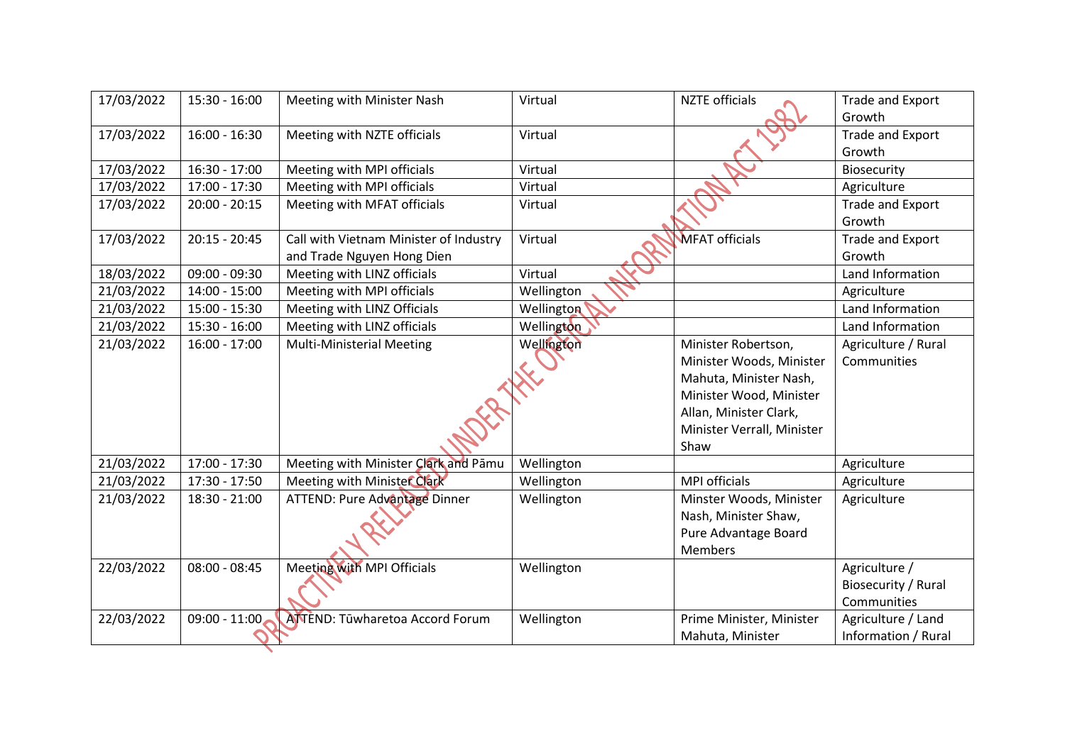| 17/03/2022 | 15:30 - 16:00 | Meeting with Minister Nash | Virtual | NZTE officials | Trade and Export Growth |
|---|---|---|---|---|---|
| 17/03/2022 | 16:00 - 16:30 | Meeting with NZTE officials | Virtual | | Trade and Export Growth |
| 17/03/2022 | 16:30 - 17:00 | Meeting with MPI officials | Virtual | | Biosecurity |
| 17/03/2022 | 17:00 - 17:30 | Meeting with MPI officials | Virtual | | Agriculture |
| 17/03/2022 | 20:00 - 20:15 | Meeting with MFAT officials | Virtual | | Trade and Export Growth |
| 17/03/2022 | 20:15 - 20:45 | Call with Vietnam Minister of Industry and Trade Nguyen Hong Dien | Virtual | MFAT officials | Trade and Export Growth |
| 18/03/2022 | 09:00 - 09:30 | Meeting with LINZ officials | Virtual | | Land Information |
| 21/03/2022 | 14:00 - 15:00 | Meeting with MPI officials | Wellington | | Agriculture |
| 21/03/2022 | 15:00 - 15:30 | Meeting with LINZ Officials | Wellington | | Land Information |
| 21/03/2022 | 15:30 - 16:00 | Meeting with LINZ officials | Wellington | | Land Information |
| 21/03/2022 | 16:00 - 17:00 | Multi-Ministerial Meeting | Wellington | Minister Robertson, Minister Woods, Minister Mahuta, Minister Nash, Minister Wood, Minister Allan, Minister Clark, Minister Verrall, Minister Shaw | Agriculture / Rural Communities |
| 21/03/2022 | 17:00 - 17:30 | Meeting with Minister Clark and Pāmu | Wellington | | Agriculture |
| 21/03/2022 | 17:30 - 17:50 | Meeting with Minister Clark | Wellington | MPI officials | Agriculture |
| 21/03/2022 | 18:30 - 21:00 | ATTEND: Pure Advantage Dinner | Wellington | Minster Woods, Minister Nash, Minister Shaw, Pure Advantage Board Members | Agriculture |
| 22/03/2022 | 08:00 - 08:45 | Meeting with MPI Officials | Wellington | | Agriculture / Biosecurity / Rural Communities |
| 22/03/2022 | 09:00 - 11:00 | ATTEND: Tūwharetoa Accord Forum | Wellington | Prime Minister, Minister Mahuta, Minister | Agriculture / Land Information / Rural |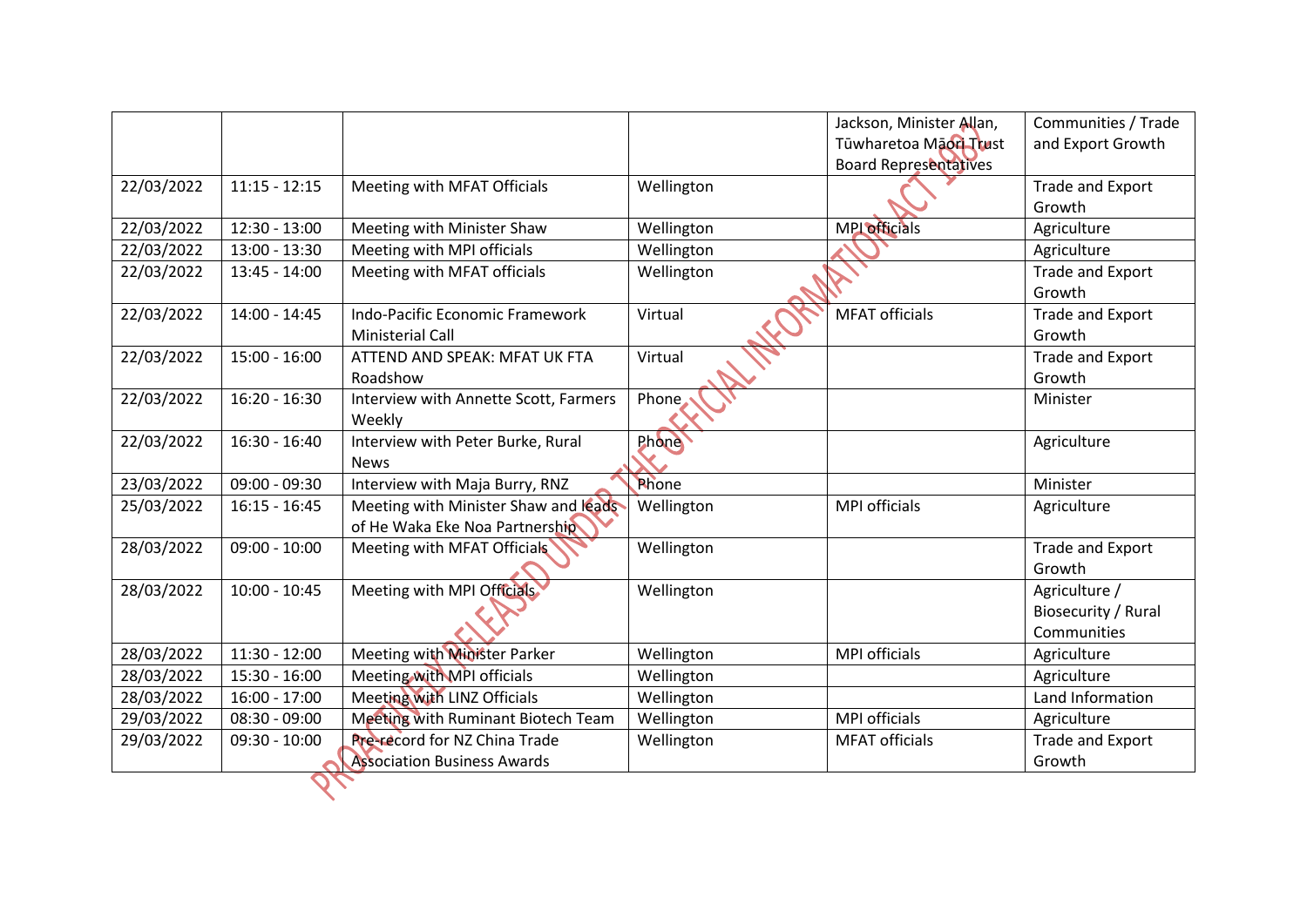| | | | | Jackson, Minister Allan, Tūwharetoa Māori Trust Board Representatives | Communities / Trade and Export Growth |
|---|---|---|---|---|---|
| 22/03/2022 | 11:15 - 12:15 | Meeting with MFAT Officials | Wellington | | Trade and Export Growth |
| 22/03/2022 | 12:30 - 13:00 | Meeting with Minister Shaw | Wellington | MPI officials | Agriculture |
| 22/03/2022 | 13:00 - 13:30 | Meeting with MPI officials | Wellington | | Agriculture |
| 22/03/2022 | 13:45 - 14:00 | Meeting with MFAT officials | Wellington | | Trade and Export Growth |
| 22/03/2022 | 14:00 - 14:45 | Indo-Pacific Economic Framework Ministerial Call | Virtual | MFAT officials | Trade and Export Growth |
| 22/03/2022 | 15:00 - 16:00 | ATTEND AND SPEAK: MFAT UK FTA Roadshow | Virtual | | Trade and Export Growth |
| 22/03/2022 | 16:20 - 16:30 | Interview with Annette Scott, Farmers Weekly | Phone | | Minister |
| 22/03/2022 | 16:30 - 16:40 | Interview with Peter Burke, Rural News | Phone | | Agriculture |
| 23/03/2022 | 09:00 - 09:30 | Interview with Maja Burry, RNZ | Phone | | Minister |
| 25/03/2022 | 16:15 - 16:45 | Meeting with Minister Shaw and leads of He Waka Eke Noa Partnership | Wellington | MPI officials | Agriculture |
| 28/03/2022 | 09:00 - 10:00 | Meeting with MFAT Officials | Wellington | | Trade and Export Growth |
| 28/03/2022 | 10:00 - 10:45 | Meeting with MPI Officials | Wellington | | Agriculture / Biosecurity / Rural Communities |
| 28/03/2022 | 11:30 - 12:00 | Meeting with Minister Parker | Wellington | MPI officials | Agriculture |
| 28/03/2022 | 15:30 - 16:00 | Meeting with MPI officials | Wellington | | Agriculture |
| 28/03/2022 | 16:00 - 17:00 | Meeting with LINZ Officials | Wellington | | Land Information |
| 29/03/2022 | 08:30 - 09:00 | Meeting with Ruminant Biotech Team | Wellington | MPI officials | Agriculture |
| 29/03/2022 | 09:30 - 10:00 | Pre-record for NZ China Trade Association Business Awards | Wellington | MFAT officials | Trade and Export Growth |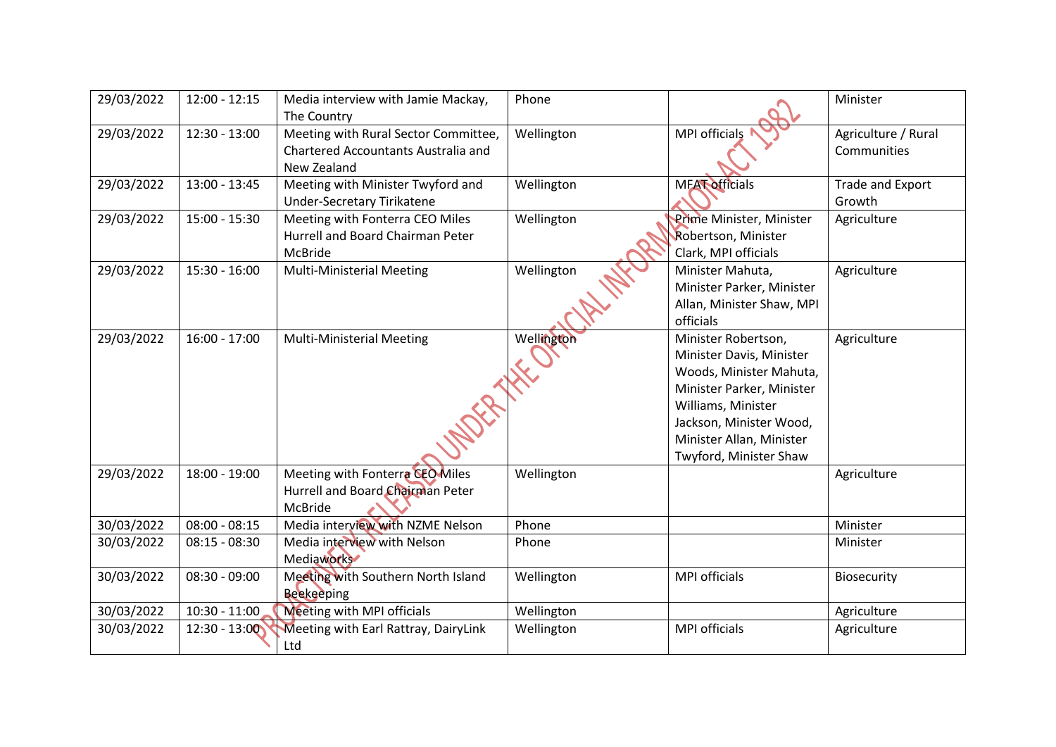| 29/03/2022 | 12:00 - 12:15 | Media interview with Jamie Mackay, The Country | Phone | | Minister |
|---|---|---|---|---|---|
| 29/03/2022 | 12:30 - 13:00 | Meeting with Rural Sector Committee, Chartered Accountants Australia and New Zealand | Wellington | MPI officials | Agriculture / Rural Communities |
| 29/03/2022 | 13:00 - 13:45 | Meeting with Minister Twyford and Under-Secretary Tirikatene | Wellington | MFAT officials | Trade and Export Growth |
| 29/03/2022 | 15:00 - 15:30 | Meeting with Fonterra CEO Miles Hurrell and Board Chairman Peter McBride | Wellington | Prime Minister, Minister Robertson, Minister Clark, MPI officials | Agriculture |
| 29/03/2022 | 15:30 - 16:00 | Multi-Ministerial Meeting | Wellington | Minister Mahuta, Minister Parker, Minister Allan, Minister Shaw, MPI officials | Agriculture |
| 29/03/2022 | 16:00 - 17:00 | Multi-Ministerial Meeting | Wellington | Minister Robertson, Minister Davis, Minister Woods, Minister Mahuta, Minister Parker, Minister Williams, Minister Jackson, Minister Wood, Minister Allan, Minister Twyford, Minister Shaw | Agriculture |
| 29/03/2022 | 18:00 - 19:00 | Meeting with Fonterra CEO Miles Hurrell and Board Chairman Peter McBride | Wellington | | Agriculture |
| 30/03/2022 | 08:00 - 08:15 | Media interview with NZME Nelson | Phone | | Minister |
| 30/03/2022 | 08:15 - 08:30 | Media interview with Nelson Mediaworks | Phone | | Minister |
| 30/03/2022 | 08:30 - 09:00 | Meeting with Southern North Island Beekeeping | Wellington | MPI officials | Biosecurity |
| 30/03/2022 | 10:30 - 11:00 | Meeting with MPI officials | Wellington | | Agriculture |
| 30/03/2022 | 12:30 - 13:00 | Meeting with Earl Rattray, DairyLink Ltd | Wellington | MPI officials | Agriculture |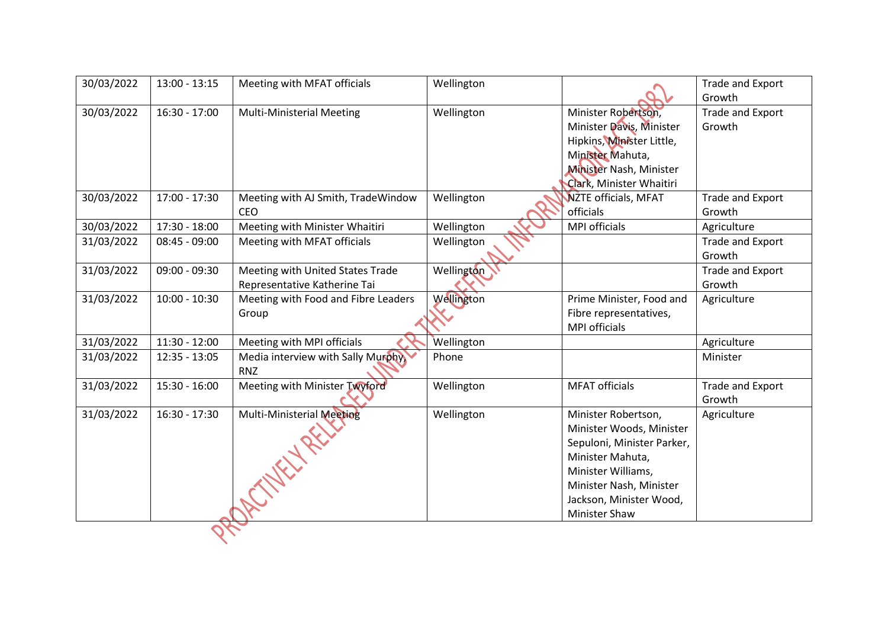| | | | | | |
|---|---|---|---|---|---|
| 30/03/2022 | 13:00 - 13:15 | Meeting with MFAT officials | Wellington | | Trade and Export Growth |
| 30/03/2022 | 16:30 - 17:00 | Multi-Ministerial Meeting | Wellington | Minister Robertson, Minister Davis, Minister Hipkins, Minister Little, Minister Mahuta, Minister Nash, Minister Clark, Minister Whaitiri | Trade and Export Growth |
| 30/03/2022 | 17:00 - 17:30 | Meeting with AJ Smith, TradeWindow CEO | Wellington | NZTE officials, MFAT officials | Trade and Export Growth |
| 30/03/2022 | 17:30 - 18:00 | Meeting with Minister Whaitiri | Wellington | MPI officials | Agriculture |
| 31/03/2022 | 08:45 - 09:00 | Meeting with MFAT officials | Wellington | | Trade and Export Growth |
| 31/03/2022 | 09:00 - 09:30 | Meeting with United States Trade Representative Katherine Tai | Wellington | | Trade and Export Growth |
| 31/03/2022 | 10:00 - 10:30 | Meeting with Food and Fibre Leaders Group | Wellington | Prime Minister, Food and Fibre representatives, MPI officials | Agriculture |
| 31/03/2022 | 11:30 - 12:00 | Meeting with MPI officials | Wellington | | Agriculture |
| 31/03/2022 | 12:35 - 13:05 | Media interview with Sally Murphy, RNZ | Phone | | Minister |
| 31/03/2022 | 15:30 - 16:00 | Meeting with Minister Twyford | Wellington | MFAT officials | Trade and Export Growth |
| 31/03/2022 | 16:30 - 17:30 | Multi-Ministerial Meeting | Wellington | Minister Robertson, Minister Woods, Minister Sepuloni, Minister Parker, Minister Mahuta, Minister Williams, Minister Nash, Minister Jackson, Minister Wood, Minister Shaw | Agriculture |